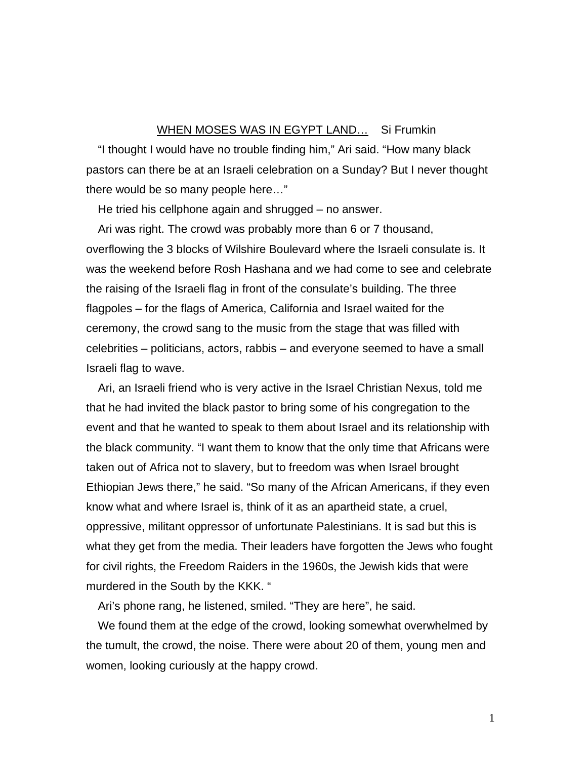<u>WHEN MOSES WAS IN EGYPT LAND…</u> Si Frumkin

"I thought I would have no trouble finding him," Ari said. "How many black pastors can there be at an Israeli celebration on a Sunday? But I never thought there would be so many people here…"

He tried his cellphone again and shrugged – no answer.

Ari was right. The crowd was probably more than 6 or 7 thousand, overflowing the 3 blocks of Wilshire Boulevard where the Israeli consulate is. It was the weekend before Rosh Hashana and we had come to see and celebrate the raising of the Israeli flag in front of the consulate's building. The three flagpoles – for the flags of America, California and Israel waited for the ceremony, the crowd sang to the music from the stage that was filled with celebrities – politicians, actors, rabbis – and everyone seemed to have a small Israeli flag to wave.

Ari, an Israeli friend who is very active in the Israel Christian Nexus, told me that he had invited the black pastor to bring some of his congregation to the event and that he wanted to speak to them about Israel and its relationship with the black community. "I want them to know that the only time that Africans were taken out of Africa not to slavery, but to freedom was when Israel brought Ethiopian Jews there," he said. "So many of the African Americans, if they even know what and where Israel is, think of it as an apartheid state, a cruel, oppressive, militant oppressor of unfortunate Palestinians. It is sad but this is what they get from the media. Their leaders have forgotten the Jews who fought for civil rights, the Freedom Raiders in the 1960s, the Jewish kids that were murdered in the South by the KKK. "

Ari's phone rang, he listened, smiled. "They are here", he said.

We found them at the edge of the crowd, looking somewhat overwhelmed by the tumult, the crowd, the noise. There were about 20 of them, young men and women, looking curiously at the happy crowd.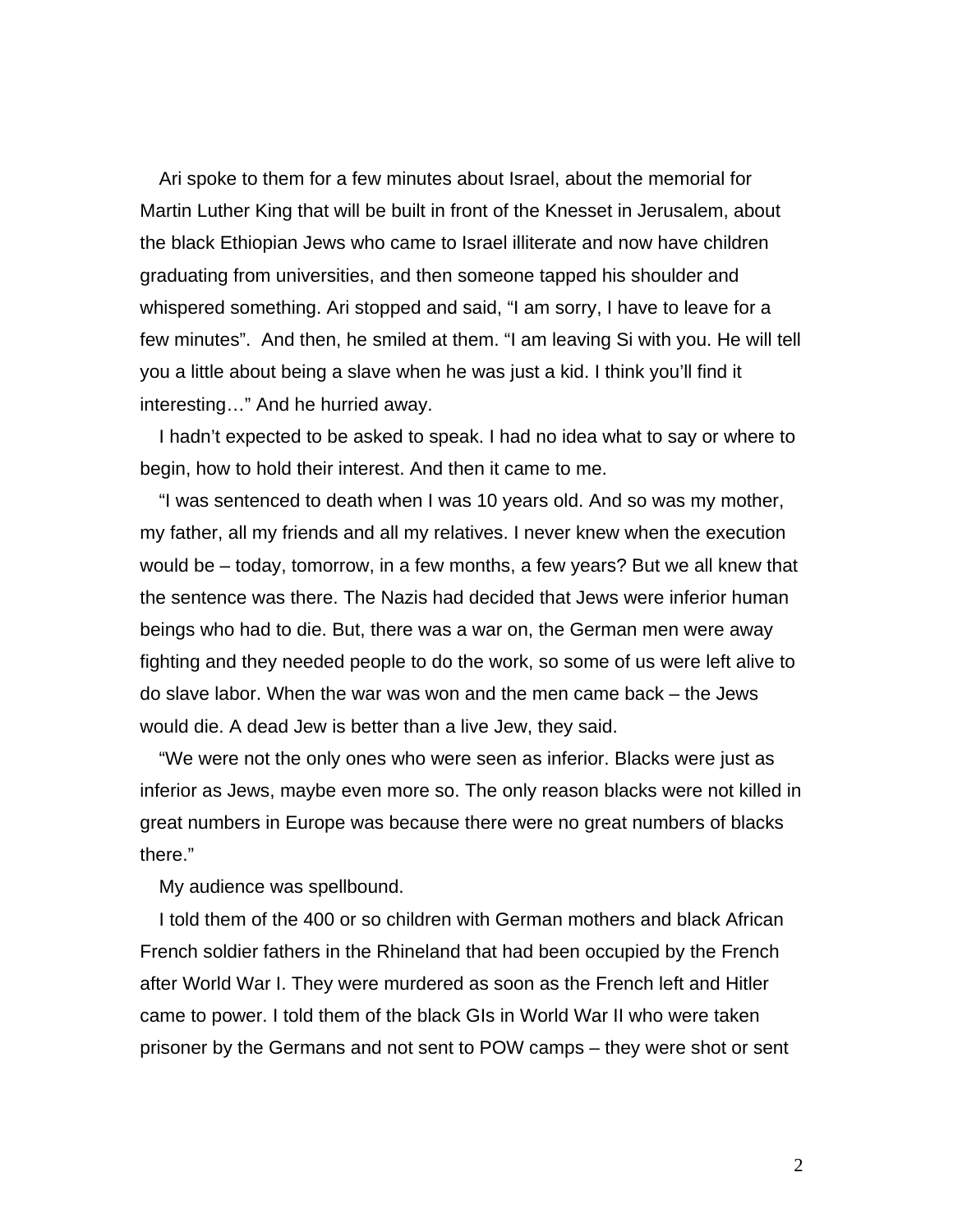Ari spoke to them for a few minutes about Israel, about the memorial for Martin Luther King that will be built in front of the Knesset in Jerusalem, about the black Ethiopian Jews who came to Israel illiterate and now have children graduating from universities, and then someone tapped his shoulder and whispered something. Ari stopped and said, “I am sorry, I have to leave for a few minutes”.  And then, he smiled at them. “I am leaving Si with you. He will tell you a little about being a slave when he was just a kid. I think you’ll find it interesting…” And he hurried away.

I hadn’t expected to be asked to speak. I had no idea what to say or where to begin, how to hold their interest. And then it came to me.

“I was sentenced to death when I was 10 years old. And so was my mother, my father, all my friends and all my relatives. I never knew when the execution would be – today, tomorrow, in a few months, a few years? But we all knew that the sentence was there. The Nazis had decided that Jews were inferior human beings who had to die. But, there was a war on, the German men were away fighting and they needed people to do the work, so some of us were left alive to do slave labor. When the war was won and the men came back – the Jews would die. A dead Jew is better than a live Jew, they said.

“We were not the only ones who were seen as inferior. Blacks were just as inferior as Jews, maybe even more so. The only reason blacks were not killed in great numbers in Europe was because there were no great numbers of blacks there.”

My audience was spellbound.

I told them of the 400 or so children with German mothers and black African French soldier fathers in the Rhineland that had been occupied by the French after World War I. They were murdered as soon as the French left and Hitler came to power. I told them of the black GIs in World War II who were taken prisoner by the Germans and not sent to POW camps – they were shot or sent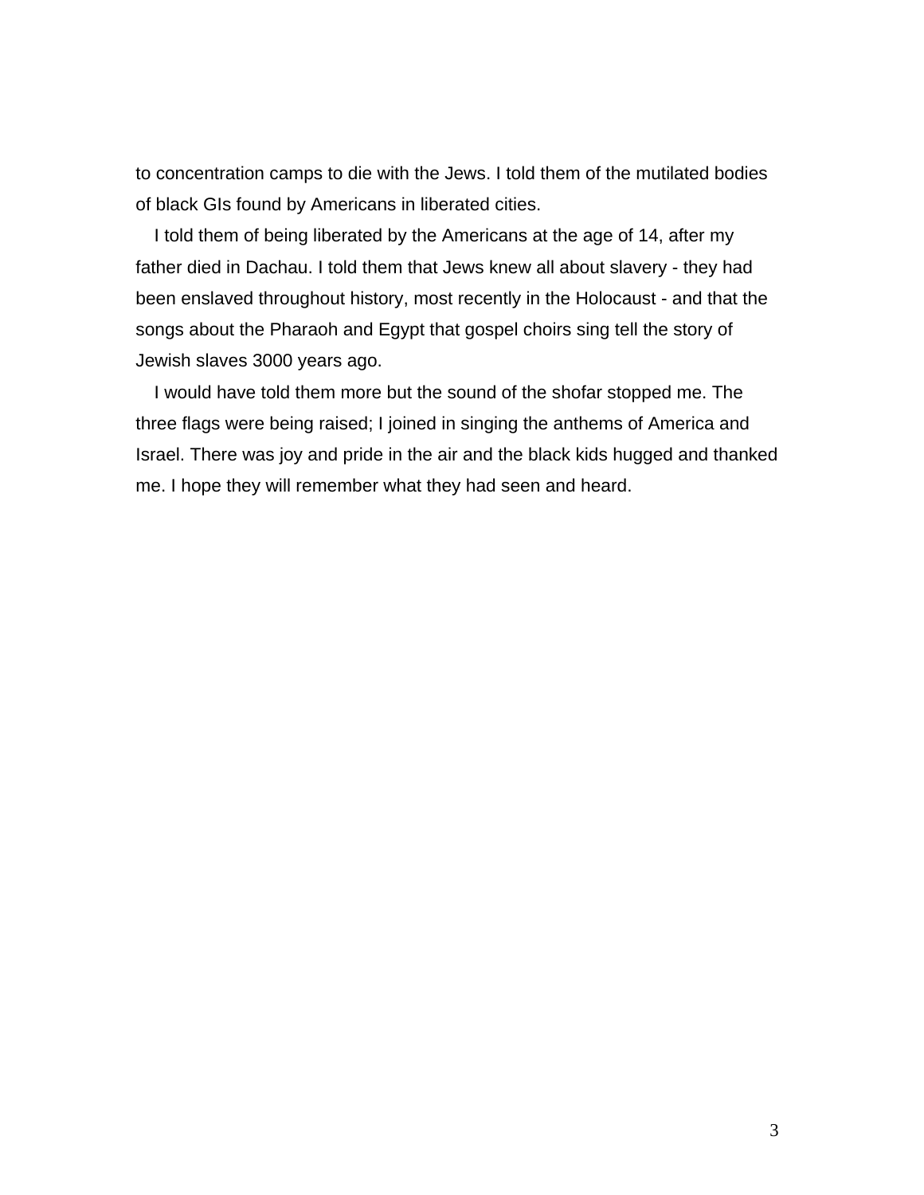to concentration camps to die with the Jews. I told them of the mutilated bodies of black GIs found by Americans in liberated cities.

I told them of being liberated by the Americans at the age of 14, after my father died in Dachau. I told them that Jews knew all about slavery - they had been enslaved throughout history, most recently in the Holocaust - and that the songs about the Pharaoh and Egypt that gospel choirs sing tell the story of Jewish slaves 3000 years ago.

I would have told them more but the sound of the shofar stopped me. The three flags were being raised; I joined in singing the anthems of America and Israel. There was joy and pride in the air and the black kids hugged and thanked me. I hope they will remember what they had seen and heard.